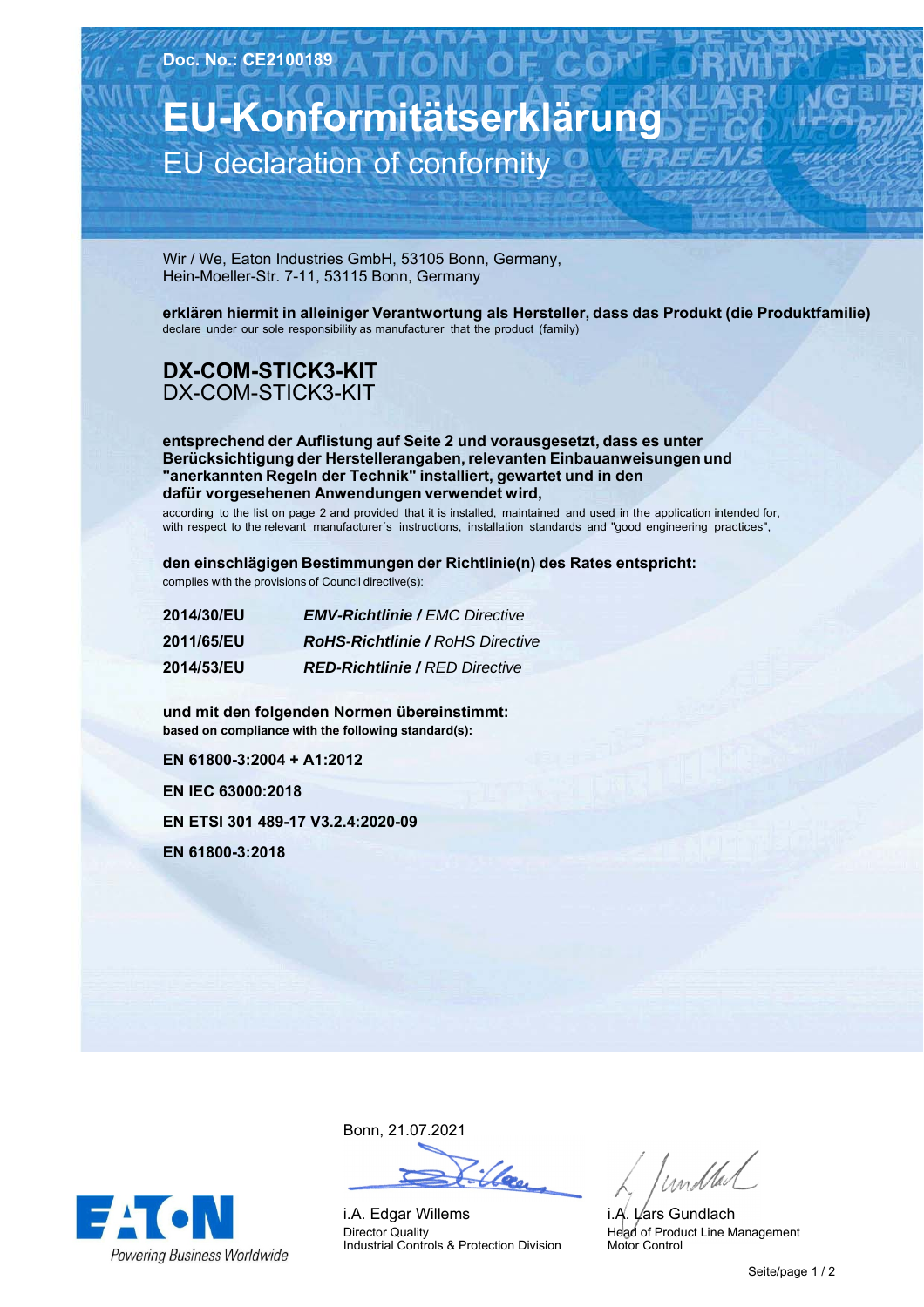Doc. No.: CE2100189

# EU-Konformitätserklärung

## EU declaration of conformity

Wir / We, Eaton Industries GmbH, 53105 Bonn, Germany,
Hein-Moeller-Str. 7-11, 53115 Bonn, Germany

**erklären hiermit in alleiniger Verantwortung als Hersteller, dass das Produkt (die Produktfamilie)**
declare under our sole responsibility as manufacturer that the product (family)

**DX-COM-STICK3-KIT**
DX-COM-STICK3-KIT

**entsprechend der Auflistung auf Seite 2 und vorausgesetzt, dass es unter Berücksichtigung der Herstellerangaben, relevanten Einbauanweisungen und "anerkannten Regeln der Technik" installiert, gewartet und in den dafür vorgesehenen Anwendungen verwendet wird,**
according to the list on page 2 and provided that it is installed, maintained and used in the application intended for, with respect to the relevant manufacturer´s instructions, installation standards and "good engineering practices",

**den einschlägigen Bestimmungen der Richtlinie(n) des Rates entspricht:**
complies with the provisions of Council directive(s):

| | |
|---|---|
| **2014/30/EU** | ***EMV-Richtlinie /*** *EMC Directive* |
| **2011/65/EU** | ***RoHS-Richtlinie /*** *RoHS Directive* |
| **2014/53/EU** | ***RED-Richtlinie /*** *RED Directive* |

**und mit den folgenden Normen übereinstimmt:**
**based on compliance with the following standard(s):**

**EN 61800-3:2004 + A1:2012**

**EN IEC 63000:2018**

**EN ETSI 301 489-17 V3.2.4:2020-09**

**EN 61800-3:2018**

Bonn, 21.07.2021

i.A. Edgar Willems
Director Quality
Industrial Controls & Protection Division

i.A. Lars Gundlach
Head of Product Line Management
Motor Control

EATON
Powering Business Worldwide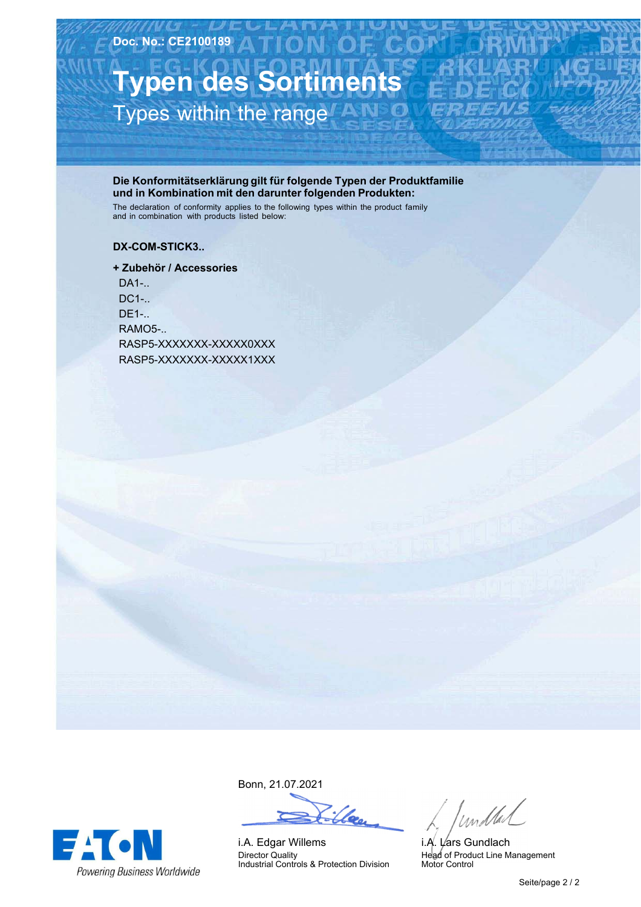Doc. No.: CE2100189

# Typen des Sortiments

## Types within the range

**Die Konformitätserklärung gilt für folgende Typen der Produktfamilie und in Kombination mit den darunter folgenden Produkten:**

The declaration of conformity applies to the following types within the product family and in combination with products listed below:

**DX-COM-STICK3..**

**+ Zubehör / Accessories**

DA1-..
DC1-..
DE1-..
RAMO5-..
RASP5-XXXXXXX-XXXXX0XXX
RASP5-XXXXXXX-XXXXX1XXX

Bonn, 21.07.2021

i.A. Edgar Willems
Director Quality
Industrial Controls & Protection Division

i.A. Lars Gundlach
Head of Product Line Management
Motor Control

EATON
Powering Business Worldwide